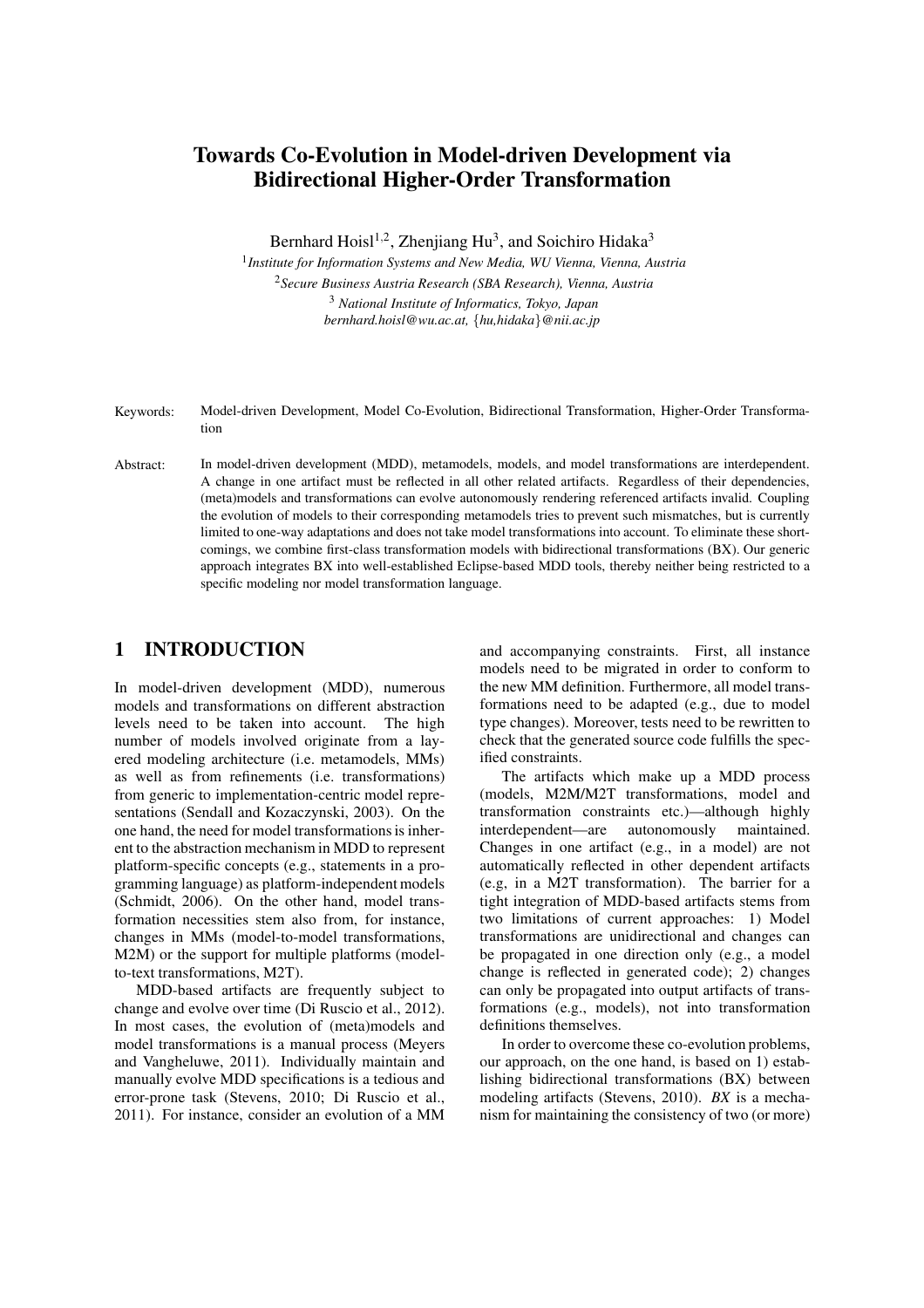# Towards Co-Evolution in Model-driven Development via Bidirectional Higher-Order Transformation

Bernhard Hoisl[1,2], Zhenjiang Hu[3], and Soichiro Hidaka[3]

[1] *Institute for Information Systems and New Media, WU Vienna, Vienna, Austria*

[2] *Secure Business Austria Research (SBA Research), Vienna, Austria*

[3] *National Institute of Informatics, Tokyo, Japan*

*bernhard.hoisl@wu.ac.at, {hu,hidaka}@nii.ac.jp*

Keywords: Model-driven Development, Model Co-Evolution, Bidirectional Transformation, Higher-Order Transformation

Abstract: In model-driven development (MDD), metamodels, models, and model transformations are interdependent. A change in one artifact must be reflected in all other related artifacts. Regardless of their dependencies, (meta)models and transformations can evolve autonomously rendering referenced artifacts invalid. Coupling the evolution of models to their corresponding metamodels tries to prevent such mismatches, but is currently limited to one-way adaptations and does not take model transformations into account. To eliminate these shortcomings, we combine first-class transformation models with bidirectional transformations (BX). Our generic approach integrates BX into well-established Eclipse-based MDD tools, thereby neither being restricted to a specific modeling nor model transformation language.

## 1 INTRODUCTION

In model-driven development (MDD), numerous models and transformations on different abstraction levels need to be taken into account. The high number of models involved originate from a layered modeling architecture (i.e. metamodels, MMs) as well as from refinements (i.e. transformations) from generic to implementation-centric model representations (Sendall and Kozaczynski, 2003). On the one hand, the need for model transformations is inherent to the abstraction mechanism in MDD to represent platform-specific concepts (e.g., statements in a programming language) as platform-independent models (Schmidt, 2006). On the other hand, model transformation necessities stem also from, for instance, changes in MMs (model-to-model transformations, M2M) or the support for multiple platforms (model-to-text transformations, M2T).

MDD-based artifacts are frequently subject to change and evolve over time (Di Ruscio et al., 2012). In most cases, the evolution of (meta)models and model transformations is a manual process (Meyers and Vangheluwe, 2011). Individually maintain and manually evolve MDD specifications is a tedious and error-prone task (Stevens, 2010; Di Ruscio et al., 2011). For instance, consider an evolution of a MM and accompanying constraints. First, all instance models need to be migrated in order to conform to the new MM definition. Furthermore, all model transformations need to be adapted (e.g., due to model type changes). Moreover, tests need to be rewritten to check that the generated source code fulfills the specified constraints.

The artifacts which make up a MDD process (models, M2M/M2T transformations, model and transformation constraints etc.)—although highly interdependent—are autonomously maintained. Changes in one artifact (e.g., in a model) are not automatically reflected in other dependent artifacts (e.g, in a M2T transformation). The barrier for a tight integration of MDD-based artifacts stems from two limitations of current approaches: 1) Model transformations are unidirectional and changes can be propagated in one direction only (e.g., a model change is reflected in generated code); 2) changes can only be propagated into output artifacts of transformations (e.g., models), not into transformation definitions themselves.

In order to overcome these co-evolution problems, our approach, on the one hand, is based on 1) establishing bidirectional transformations (BX) between modeling artifacts (Stevens, 2010). *BX* is a mechanism for maintaining the consistency of two (or more)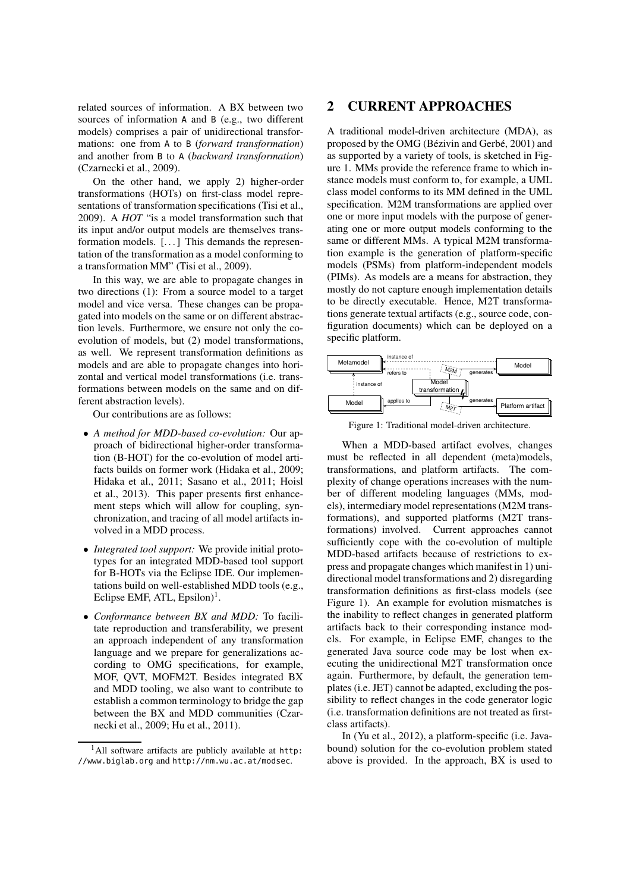related sources of information. A BX between two sources of information A and B (e.g., two different models) comprises a pair of unidirectional transformations: one from A to B (*forward transformation*) and another from B to A (*backward transformation*) (Czarnecki et al., 2009).

On the other hand, we apply 2) higher-order transformations (HOTs) on first-class model representations of transformation specifications (Tisi et al., 2009). A *HOT* "is a model transformation such that its input and/or output models are themselves transformation models. [. . . ] This demands the representation of the transformation as a model conforming to a transformation MM" (Tisi et al., 2009).

In this way, we are able to propagate changes in two directions (1): From a source model to a target model and vice versa. These changes can be propagated into models on the same or on different abstraction levels. Furthermore, we ensure not only the co-evolution of models, but (2) model transformations, as well. We represent transformation definitions as models and are able to propagate changes into horizontal and vertical model transformations (i.e. transformations between models on the same and on different abstraction levels).

Our contributions are as follows:

- *A method for MDD-based co-evolution:* Our approach of bidirectional higher-order transformation (B-HOT) for the co-evolution of model artifacts builds on former work (Hidaka et al., 2009; Hidaka et al., 2011; Sasano et al., 2011; Hoisl et al., 2013). This paper presents first enhancement steps which will allow for coupling, synchronization, and tracing of all model artifacts involved in a MDD process.
- *Integrated tool support:* We provide initial prototypes for an integrated MDD-based tool support for B-HOTs via the Eclipse IDE. Our implementations build on well-established MDD tools (e.g., Eclipse EMF, ATL, Epsilon)[1].
- *Conformance between BX and MDD:* To facilitate reproduction and transferability, we present an approach independent of any transformation language and we prepare for generalizations according to OMG specifications, for example, MOF, QVT, MOFM2T. Besides integrated BX and MDD tooling, we also want to contribute to establish a common terminology to bridge the gap between the BX and MDD communities (Czarnecki et al., 2009; Hu et al., 2011).

[1] All software artifacts are publicly available at http://www.biglab.org and http://nm.wu.ac.at/modsec.

## 2 CURRENT APPROACHES

A traditional model-driven architecture (MDA), as proposed by the OMG (Bézivin and Gerbé, 2001) and as supported by a variety of tools, is sketched in Figure 1. MMs provide the reference frame to which instance models must conform to, for example, a UML class model conforms to its MM defined in the UML specification. M2M transformations are applied over one or more input models with the purpose of generating one or more output models conforming to the same or different MMs. A typical M2M transformation example is the generation of platform-specific models (PSMs) from platform-independent models (PIMs). As models are a means for abstraction, they mostly do not capture enough implementation details to be directly executable. Hence, M2T transformations generate textual artifacts (e.g., source code, configuration documents) which can be deployed on a specific platform.

Figure 1: Traditional model-driven architecture.

When a MDD-based artifact evolves, changes must be reflected in all dependent (meta)models, transformations, and platform artifacts. The complexity of change operations increases with the number of different modeling languages (MMs, models), intermediary model representations (M2M transformations), and supported platforms (M2T transformations) involved. Current approaches cannot sufficiently cope with the co-evolution of multiple MDD-based artifacts because of restrictions to express and propagate changes which manifest in 1) unidirectional model transformations and 2) disregarding transformation definitions as first-class models (see Figure 1). An example for evolution mismatches is the inability to reflect changes in generated platform artifacts back to their corresponding instance models. For example, in Eclipse EMF, changes to the generated Java source code may be lost when executing the unidirectional M2T transformation once again. Furthermore, by default, the generation templates (i.e. JET) cannot be adapted, excluding the possibility to reflect changes in the code generator logic (i.e. transformation definitions are not treated as first-class artifacts).

In (Yu et al., 2012), a platform-specific (i.e. Java-bound) solution for the co-evolution problem stated above is provided. In the approach, BX is used to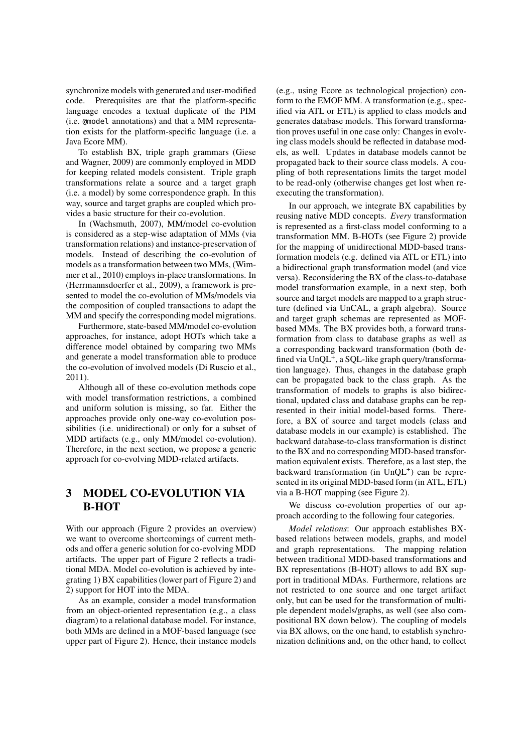synchronize models with generated and user-modified code. Prerequisites are that the platform-specific language encodes a textual duplicate of the PIM (i.e. `@model` annotations) and that a MM representation exists for the platform-specific language (i.e. a Java Ecore MM).

To establish BX, triple graph grammars (Giese and Wagner, 2009) are commonly employed in MDD for keeping related models consistent. Triple graph transformations relate a source and a target graph (i.e. a model) by some correspondence graph. In this way, source and target graphs are coupled which provides a basic structure for their co-evolution.

In (Wachsmuth, 2007), MM/model co-evolution is considered as a step-wise adaptation of MMs (via transformation relations) and instance-preservation of models. Instead of describing the co-evolution of models as a transformation between two MMs, (Wimmer et al., 2010) employs in-place transformations. In (Herrmannsdoerfer et al., 2009), a framework is presented to model the co-evolution of MMs/models via the composition of coupled transactions to adapt the MM and specify the corresponding model migrations.

Furthermore, state-based MM/model co-evolution approaches, for instance, adopt HOTs which take a difference model obtained by comparing two MMs and generate a model transformation able to produce the co-evolution of involved models (Di Ruscio et al., 2011).

Although all of these co-evolution methods cope with model transformation restrictions, a combined and uniform solution is missing, so far. Either the approaches provide only one-way co-evolution possibilities (i.e. unidirectional) or only for a subset of MDD artifacts (e.g., only MM/model co-evolution). Therefore, in the next section, we propose a generic approach for co-evolving MDD-related artifacts.

# 3 MODEL CO-EVOLUTION VIA B-HOT

With our approach (Figure 2 provides an overview) we want to overcome shortcomings of current methods and offer a generic solution for co-evolving MDD artifacts. The upper part of Figure 2 reflects a traditional MDA. Model co-evolution is achieved by integrating 1) BX capabilities (lower part of Figure 2) and 2) support for HOT into the MDA.

As an example, consider a model transformation from an object-oriented representation (e.g., a class diagram) to a relational database model. For instance, both MMs are defined in a MOF-based language (see upper part of Figure 2). Hence, their instance models (e.g., using Ecore as technological projection) conform to the EMOF MM. A transformation (e.g., specified via ATL or ETL) is applied to class models and generates database models. This forward transformation proves useful in one case only: Changes in evolving class models should be reflected in database models, as well. Updates in database models cannot be propagated back to their source class models. A coupling of both representations limits the target model to be read-only (otherwise changes get lost when re-executing the transformation).

In our approach, we integrate BX capabilities by reusing native MDD concepts. *Every* transformation is represented as a first-class model conforming to a transformation MM. B-HOTs (see Figure 2) provide for the mapping of unidirectional MDD-based transformation models (e.g. defined via ATL or ETL) into a bidirectional graph transformation model (and vice versa). Reconsidering the BX of the class-to-database model transformation example, in a next step, both source and target models are mapped to a graph structure (defined via UnCAL, a graph algebra). Source and target graph schemas are represented as MOF-based MMs. The BX provides both, a forward transformation from class to database graphs as well as a corresponding backward transformation (both defined via UnQL$^+$, a SQL-like graph query/transformation language). Thus, changes in the database graph can be propagated back to the class graph. As the transformation of models to graphs is also bidirectional, updated class and database graphs can be represented in their initial model-based forms. Therefore, a BX of source and target models (class and database models in our example) is established. The backward database-to-class transformation is distinct to the BX and no corresponding MDD-based transformation equivalent exists. Therefore, as a last step, the backward transformation (in UnQL$^+$) can be represented in its original MDD-based form (in ATL, ETL) via a B-HOT mapping (see Figure 2).

We discuss co-evolution properties of our approach according to the following four categories.

*Model relations*: Our approach establishes BX-based relations between models, graphs, and model and graph representations. The mapping relation between traditional MDD-based transformations and BX representations (B-HOT) allows to add BX support in traditional MDAs. Furthermore, relations are not restricted to one source and one target artifact only, but can be used for the transformation of multiple dependent models/graphs, as well (see also compositional BX down below). The coupling of models via BX allows, on the one hand, to establish synchronization definitions and, on the other hand, to collect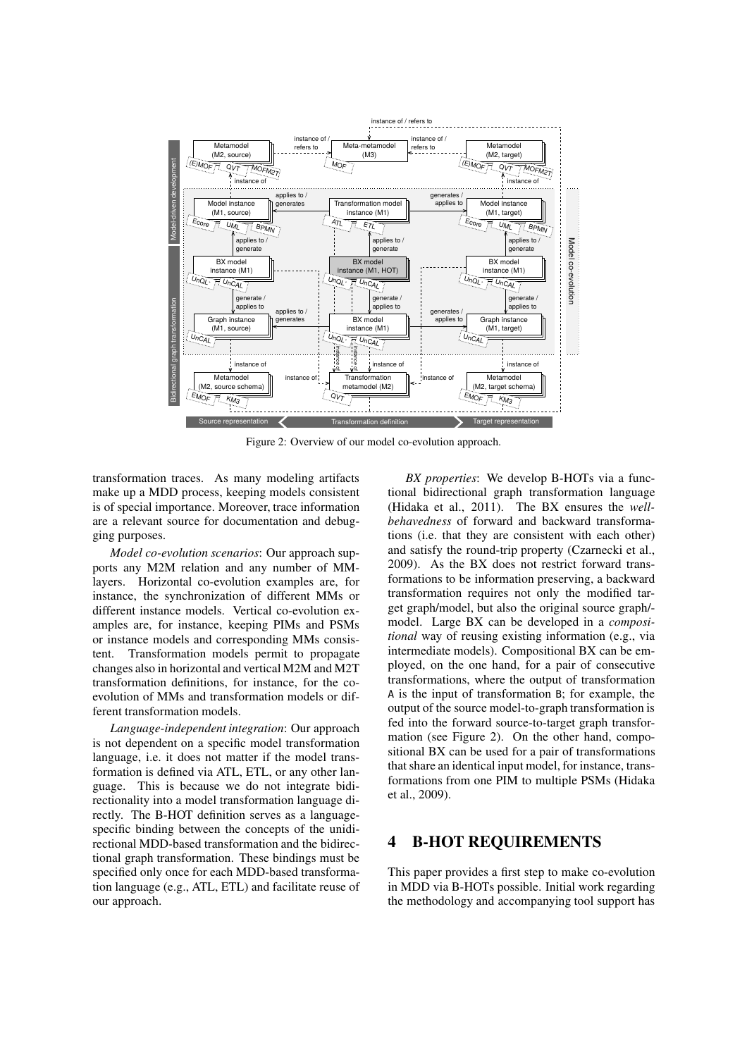Source representation

Transformation definition

Target representation

Figure 2: Overview of our model co-evolution approach.

transformation traces. As many modeling artifacts make up a MDD process, keeping models consistent is of special importance. Moreover, trace information are a relevant source for documentation and debugging purposes.

*Model co-evolution scenarios*: Our approach supports any M2M relation and any number of MM-layers. Horizontal co-evolution examples are, for instance, the synchronization of different MMs or different instance models. Vertical co-evolution examples are, for instance, keeping PIMs and PSMs or instance models and corresponding MMs consistent. Transformation models permit to propagate changes also in horizontal and vertical M2M and M2T transformation definitions, for instance, for the co-evolution of MMs and transformation models or different transformation models.

*Language-independent integration*: Our approach is not dependent on a specific model transformation language, i.e. it does not matter if the model transformation is defined via ATL, ETL, or any other language. This is because we do not integrate bidirectionality into a model transformation language directly. The B-HOT definition serves as a language-specific binding between the concepts of the unidirectional MDD-based transformation and the bidirectional graph transformation. These bindings must be specified only once for each MDD-based transformation language (e.g., ATL, ETL) and facilitate reuse of our approach.

*BX properties*: We develop B-HOTs via a functional bidirectional graph transformation language (Hidaka et al., 2011). The BX ensures the *well-behavedness* of forward and backward transformations (i.e. that they are consistent with each other) and satisfy the round-trip property (Czarnecki et al., 2009). As the BX does not restrict forward transformations to be information preserving, a backward transformation requires not only the modified target graph/model, but also the original source graph/-model. Large BX can be developed in a *compositional* way of reusing existing information (e.g., via intermediate models). Compositional BX can be employed, on the one hand, for a pair of consecutive transformations, where the output of transformation A is the input of transformation B; for example, the output of the source model-to-graph transformation is fed into the forward source-to-target graph transformation (see Figure 2). On the other hand, compositional BX can be used for a pair of transformations that share an identical input model, for instance, transformations from one PIM to multiple PSMs (Hidaka et al., 2009).

## 4 B-HOT REQUIREMENTS

This paper provides a first step to make co-evolution in MDD via B-HOTs possible. Initial work regarding the methodology and accompanying tool support has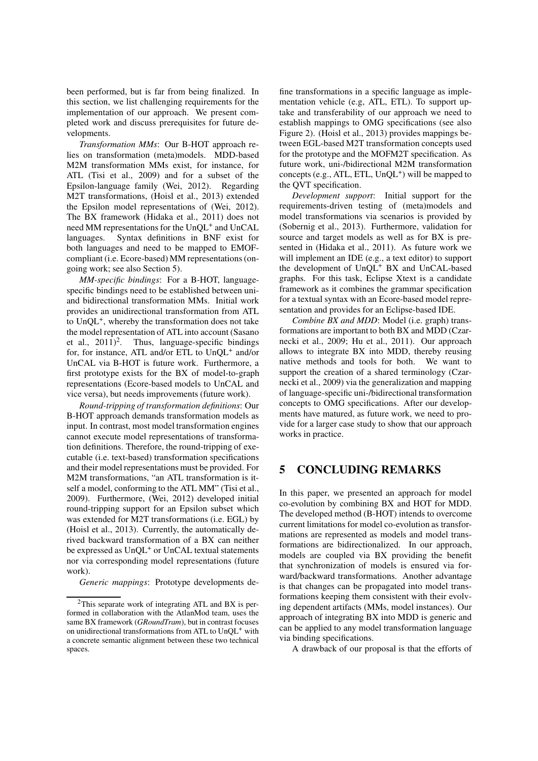been performed, but is far from being finalized. In this section, we list challenging requirements for the implementation of our approach. We present completed work and discuss prerequisites for future developments.

*Transformation MMs*: Our B-HOT approach relies on transformation (meta)models. MDD-based M2M transformation MMs exist, for instance, for ATL (Tisi et al., 2009) and for a subset of the Epsilon-language family (Wei, 2012). Regarding M2T transformations, (Hoisl et al., 2013) extended the Epsilon model representations of (Wei, 2012). The BX framework (Hidaka et al., 2011) does not need MM representations for the UnQL$^+$ and UnCAL languages. Syntax definitions in BNF exist for both languages and need to be mapped to EMOF-compliant (i.e. Ecore-based) MM representations (ongoing work; see also Section 5).

*MM-specific bindings*: For a B-HOT, language-specific bindings need to be established between uni- and bidirectional transformation MMs. Initial work provides an unidirectional transformation from ATL to UnQL$^+$, whereby the transformation does not take the model representation of ATL into account (Sasano et al., 2011)[2]. Thus, language-specific bindings for, for instance, ATL and/or ETL to UnQL$^+$ and/or UnCAL via B-HOT is future work. Furthermore, a first prototype exists for the BX of model-to-graph representations (Ecore-based models to UnCAL and vice versa), but needs improvements (future work).

*Round-tripping of transformation definitions*: Our B-HOT approach demands transformation models as input. In contrast, most model transformation engines cannot execute model representations of transformation definitions. Therefore, the round-tripping of executable (i.e. text-based) transformation specifications and their model representations must be provided. For M2M transformations, "an ATL transformation is itself a model, conforming to the ATL MM" (Tisi et al., 2009). Furthermore, (Wei, 2012) developed initial round-tripping support for an Epsilon subset which was extended for M2T transformations (i.e. EGL) by (Hoisl et al., 2013). Currently, the automatically derived backward transformation of a BX can neither be expressed as UnQL$^+$ or UnCAL textual statements nor via corresponding model representations (future work).

*Generic mappings*: Prototype developments define transformations in a specific language as implementation vehicle (e.g, ATL, ETL). To support uptake and transferability of our approach we need to establish mappings to OMG specifications (see also Figure 2). (Hoisl et al., 2013) provides mappings between EGL-based M2T transformation concepts used for the prototype and the MOFM2T specification. As future work, uni-/bidirectional M2M transformation concepts (e.g., ATL, ETL, UnQL$^+$) will be mapped to the QVT specification.

*Development support*: Initial support for the requirements-driven testing of (meta)models and model transformations via scenarios is provided by (Sobernig et al., 2013). Furthermore, validation for source and target models as well as for BX is presented in (Hidaka et al., 2011). As future work we will implement an IDE (e.g., a text editor) to support the development of UnQL$^+$ BX and UnCAL-based graphs. For this task, Eclipse Xtext is a candidate framework as it combines the grammar specification for a textual syntax with an Ecore-based model representation and provides for an Eclipse-based IDE.

*Combine BX and MDD*: Model (i.e. graph) transformations are important to both BX and MDD (Czarnecki et al., 2009; Hu et al., 2011). Our approach allows to integrate BX into MDD, thereby reusing native methods and tools for both. We want to support the creation of a shared terminology (Czarnecki et al., 2009) via the generalization and mapping of language-specific uni-/bidirectional transformation concepts to OMG specifications. After our developments have matured, as future work, we need to provide for a larger case study to show that our approach works in practice.

## 5 CONCLUDING REMARKS

In this paper, we presented an approach for model co-evolution by combining BX and HOT for MDD. The developed method (B-HOT) intends to overcome current limitations for model co-evolution as transformations are represented as models and model transformations are bidirectionalized. In our approach, models are coupled via BX providing the benefit that synchronization of models is ensured via forward/backward transformations. Another advantage is that changes can be propagated into model transformations keeping them consistent with their evolving dependent artifacts (MMs, model instances). Our approach of integrating BX into MDD is generic and can be applied to any model transformation language via binding specifications.

A drawback of our proposal is that the efforts of

[2] This separate work of integrating ATL and BX is performed in collaboration with the AtlanMod team, uses the same BX framework (*GRoundTram*), but in contrast focuses on unidirectional transformations from ATL to UnQL$^+$ with a concrete semantic alignment between these two technical spaces.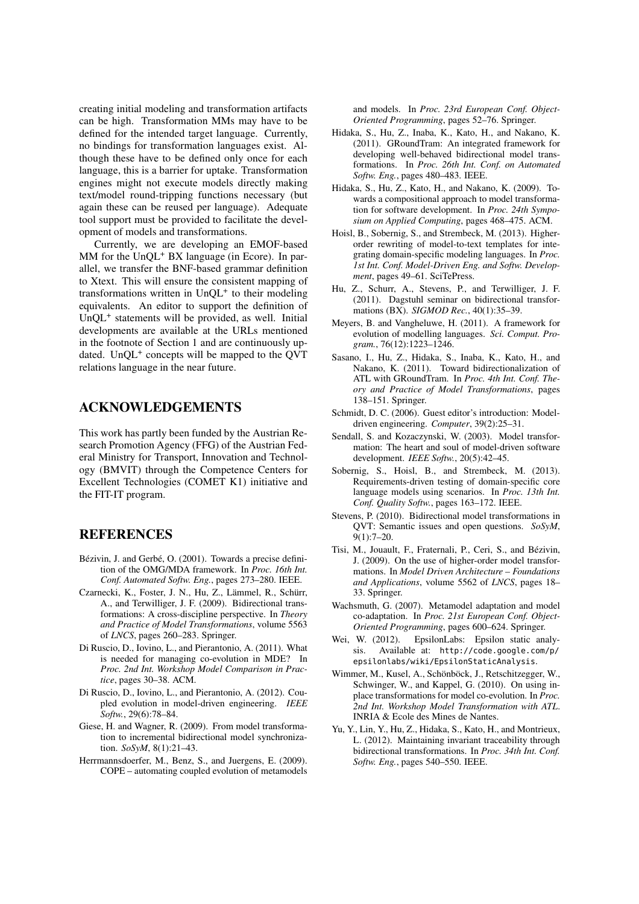creating initial modeling and transformation artifacts can be high. Transformation MMs may have to be defined for the intended target language. Currently, no bindings for transformation languages exist. Although these have to be defined only once for each language, this is a barrier for uptake. Transformation engines might not execute models directly making text/model round-tripping functions necessary (but again these can be reused per language). Adequate tool support must be provided to facilitate the development of models and transformations.

Currently, we are developing an EMOF-based MM for the UnQL$^{+}$ BX language (in Ecore). In parallel, we transfer the BNF-based grammar definition to Xtext. This will ensure the consistent mapping of transformations written in UnQL$^{+}$ to their modeling equivalents. An editor to support the definition of UnQL$^{+}$ statements will be provided, as well. Initial developments are available at the URLs mentioned in the footnote of Section 1 and are continuously updated. UnQL$^{+}$ concepts will be mapped to the QVT relations language in the near future.

## ACKNOWLEDGEMENTS

This work has partly been funded by the Austrian Research Promotion Agency (FFG) of the Austrian Federal Ministry for Transport, Innovation and Technology (BMVIT) through the Competence Centers for Excellent Technologies (COMET K1) initiative and the FIT-IT program.

## REFERENCES

Bézivin, J. and Gerbé, O. (2001). Towards a precise definition of the OMG/MDA framework. In *Proc. 16th Int. Conf. Automated Softw. Eng.*, pages 273–280. IEEE.

Czarnecki, K., Foster, J. N., Hu, Z., Lämmel, R., Schürr, A., and Terwilliger, J. F. (2009). Bidirectional transformations: A cross-discipline perspective. In *Theory and Practice of Model Transformations*, volume 5563 of *LNCS*, pages 260–283. Springer.

Di Ruscio, D., Iovino, L., and Pierantonio, A. (2011). What is needed for managing co-evolution in MDE? In *Proc. 2nd Int. Workshop Model Comparison in Practice*, pages 30–38. ACM.

Di Ruscio, D., Iovino, L., and Pierantonio, A. (2012). Coupled evolution in model-driven engineering. *IEEE Softw.*, 29(6):78–84.

Giese, H. and Wagner, R. (2009). From model transformation to incremental bidirectional model synchronization. *SoSyM*, 8(1):21–43.

Herrmannsdoerfer, M., Benz, S., and Juergens, E. (2009). COPE – automating coupled evolution of metamodels and models. In *Proc. 23rd European Conf. Object-Oriented Programming*, pages 52–76. Springer.

Hidaka, S., Hu, Z., Inaba, K., Kato, H., and Nakano, K. (2011). GRoundTram: An integrated framework for developing well-behaved bidirectional model transformations. In *Proc. 26th Int. Conf. on Automated Softw. Eng.*, pages 480–483. IEEE.

Hidaka, S., Hu, Z., Kato, H., and Nakano, K. (2009). Towards a compositional approach to model transformation for software development. In *Proc. 24th Symposium on Applied Computing*, pages 468–475. ACM.

Hoisl, B., Sobernig, S., and Strembeck, M. (2013). Higher-order rewriting of model-to-text templates for integrating domain-specific modeling languages. In *Proc. 1st Int. Conf. Model-Driven Eng. and Softw. Development*, pages 49–61. SciTePress.

Hu, Z., Schurr, A., Stevens, P., and Terwilliger, J. F. (2011). Dagstuhl seminar on bidirectional transformations (BX). *SIGMOD Rec.*, 40(1):35–39.

Meyers, B. and Vangheluwe, H. (2011). A framework for evolution of modelling languages. *Sci. Comput. Program.*, 76(12):1223–1246.

Sasano, I., Hu, Z., Hidaka, S., Inaba, K., Kato, H., and Nakano, K. (2011). Toward bidirectionalization of ATL with GRoundTram. In *Proc. 4th Int. Conf. Theory and Practice of Model Transformations*, pages 138–151. Springer.

Schmidt, D. C. (2006). Guest editor's introduction: Model-driven engineering. *Computer*, 39(2):25–31.

Sendall, S. and Kozaczynski, W. (2003). Model transformation: The heart and soul of model-driven software development. *IEEE Softw.*, 20(5):42–45.

Sobernig, S., Hoisl, B., and Strembeck, M. (2013). Requirements-driven testing of domain-specific core language models using scenarios. In *Proc. 13th Int. Conf. Quality Softw.*, pages 163–172. IEEE.

Stevens, P. (2010). Bidirectional model transformations in QVT: Semantic issues and open questions. *SoSyM*, 9(1):7–20.

Tisi, M., Jouault, F., Fraternali, P., Ceri, S., and Bézivin, J. (2009). On the use of higher-order model transformations. In *Model Driven Architecture – Foundations and Applications*, volume 5562 of *LNCS*, pages 18–33. Springer.

Wachsmuth, G. (2007). Metamodel adaptation and model co-adaptation. In *Proc. 21st European Conf. Object-Oriented Programming*, pages 600–624. Springer.

Wei, W. (2012). EpsilonLabs: Epsilon static analysis. Available at: `http://code.google.com/p/epsilonlabs/wiki/EpsilonStaticAnalysis`.

Wimmer, M., Kusel, A., Schönböck, J., Retschitzegger, W., Schwinger, W., and Kappel, G. (2010). On using inplace transformations for model co-evolution. In *Proc. 2nd Int. Workshop Model Transformation with ATL*. INRIA & Ecole des Mines de Nantes.

Yu, Y., Lin, Y., Hu, Z., Hidaka, S., Kato, H., and Montrieux, L. (2012). Maintaining invariant traceability through bidirectional transformations. In *Proc. 34th Int. Conf. Softw. Eng.*, pages 540–550. IEEE.